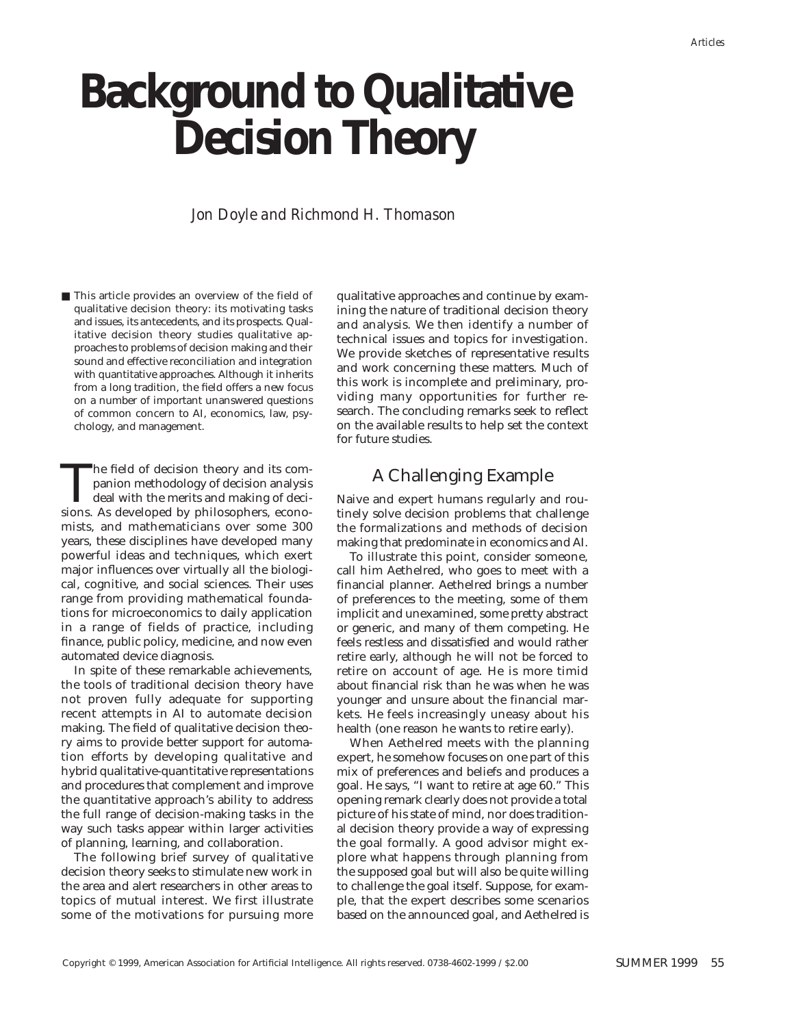# Background to Qualitative Decision Theory

*Jon Doyle and Richmond H. Thomason*

■ This article provides an overview of the field of qualitative decision theory: its motivating tasks and issues, its antecedents, and its prospects. Qualitative decision theory studies qualitative approaches to problems of decision making and their sound and effective reconciliation and integration with quantitative approaches. Although it inherits from a long tradition, the field offers a new focus on a number of important unanswered questions of common concern to AI, economics, law, psychology, and management.

The field of decision theory and its companion methodology of decision analysis deal with the merits and making of decisions. As developed by philosophers, economists, and mathematicians over some 300 years, these disciplines have developed many powerful ideas and techniques, which exert major influences over virtually all the biological, cognitive, and social sciences. Their uses range from providing mathematical foundations for microeconomics to daily application in a range of fields of practice, including finance, public policy, medicine, and now even automated device diagnosis.

In spite of these remarkable achievements, the tools of traditional decision theory have not proven fully adequate for supporting recent attempts in AI to automate decision making. The field of qualitative decision theory aims to provide better support for automation efforts by developing qualitative and hybrid qualitative-quantitative representations and procedures that complement and improve the quantitative approach's ability to address the full range of decision-making tasks in the way such tasks appear within larger activities of planning, learning, and collaboration.

The following brief survey of qualitative decision theory seeks to stimulate new work in the area and alert researchers in other areas to topics of mutual interest. We first illustrate some of the motivations for pursuing more qualitative approaches and continue by examining the nature of traditional decision theory and analysis. We then identify a number of technical issues and topics for investigation. We provide sketches of representative results and work concerning these matters. Much of this work is incomplete and preliminary, providing many opportunities for further research. The concluding remarks seek to reflect on the available results to help set the context for future studies.

## A Challenging Example

Naive and expert humans regularly and routinely solve decision problems that challenge the formalizations and methods of decision making that predominate in economics and AI.

To illustrate this point, consider someone, call him Aethelred, who goes to meet with a financial planner. Aethelred brings a number of preferences to the meeting, some of them implicit and unexamined, some pretty abstract or generic, and many of them competing. He feels restless and dissatisfied and would rather retire early, although he will not be forced to retire on account of age. He is more timid about financial risk than he was when he was younger and unsure about the financial markets. He feels increasingly uneasy about his health (one reason he wants to retire early).

When Aethelred meets with the planning expert, he somehow focuses on one part of this mix of preferences and beliefs and produces a goal. He says, "I want to retire at age 60." This opening remark clearly does not provide a total picture of his state of mind, nor does traditional decision theory provide a way of expressing the goal formally. A good advisor might explore what happens through planning from the supposed goal but will also be quite willing to challenge the goal itself. Suppose, for example, that the expert describes some scenarios based on the announced goal, and Aethelred is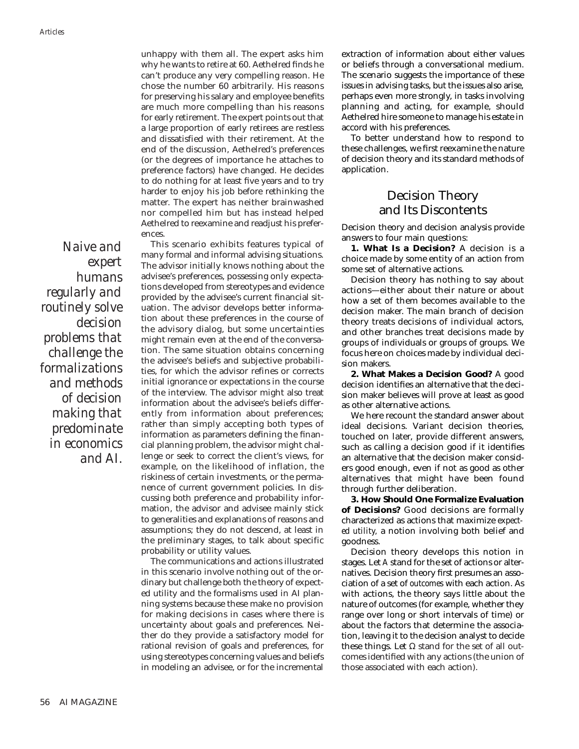unhappy with them all. The expert asks him why he wants to retire at 60. Aethelred finds he can't produce any very compelling reason. He chose the number 60 arbitrarily. His reasons for preserving his salary and employee benefits are much more compelling than his reasons for early retirement. The expert points out that a large proportion of early retirees are restless and dissatisfied with their retirement. At the end of the discussion, Aethelred's preferences (or the degrees of importance he attaches to preference factors) have changed. He decides to do nothing for at least five years and to try harder to enjoy his job before rethinking the matter. The expert has neither brainwashed nor compelled him but has instead helped Aethelred to reexamine and readjust his preferences.

*Naive and expert humans regularly and routinely solve decision problems that challenge the formalizations and methods of decision making that predominate in economics and AI.*

This scenario exhibits features typical of many formal and informal advising situations. The advisor initially knows nothing about the advisee's preferences, possessing only expectations developed from stereotypes and evidence provided by the advisee's current financial situation. The advisor develops better information about these preferences in the course of the advisory dialog, but some uncertainties might remain even at the end of the conversation. The same situation obtains concerning the advisee's beliefs and subjective probabilities, for which the advisor refines or corrects initial ignorance or expectations in the course of the interview. The advisor might also treat information about the advisee's beliefs differently from information about preferences; rather than simply accepting both types of information as parameters defining the financial planning problem, the advisor might challenge or seek to correct the client's views, for example, on the likelihood of inflation, the riskiness of certain investments, or the permanence of current government policies. In discussing both preference and probability information, the advisor and advisee mainly stick to generalities and explanations of reasons and assumptions; they do not descend, at least in the preliminary stages, to talk about specific probability or utility values.

The communications and actions illustrated in this scenario involve nothing out of the ordinary but challenge both the theory of expected utility and the formalisms used in AI planning systems because these make no provision for making decisions in cases where there is uncertainty about goals and preferences. Neither do they provide a satisfactory model for rational revision of goals and preferences, for using stereotypes concerning values and beliefs in modeling an advisee, or for the incremental extraction of information about either values or beliefs through a conversational medium. The scenario suggests the importance of these issues in advising tasks, but the issues also arise, perhaps even more strongly, in tasks involving planning and acting, for example, should Aethelred hire someone to manage his estate in accord with his preferences.

To better understand how to respond to these challenges, we first reexamine the nature of decision theory and its standard methods of application.

## Decision Theory and Its Discontents

Decision theory and decision analysis provide answers to four main questions:

**1. What Is a Decision?** A decision is a choice made by some entity of an action from some set of alternative actions.

Decision theory has nothing to say about actions—either about their nature or about how a set of them becomes available to the decision maker. The main branch of decision theory treats decisions of individual actors, and other branches treat decisions made by groups of individuals or groups of groups. We focus here on choices made by individual decision makers.

**2. What Makes a Decision Good?** A good decision identifies an alternative that the decision maker believes will prove at least as good as other alternative actions.

We here recount the standard answer about ideal decisions. Variant decision theories, touched on later, provide different answers, such as calling a decision good if it identifies an alternative that the decision maker considers good enough, even if not as good as other alternatives that might have been found through further deliberation.

**3. How Should One Formalize Evaluation of Decisions?** Good decisions are formally characterized as actions that maximize *expected utility,* a notion involving both belief and goodness.

Decision theory develops this notion in stages. Let $A$ stand for the set of actions or alternatives. Decision theory first presumes an association of a set of *outcomes* with each action. As with actions, the theory says little about the nature of outcomes (for example, whether they range over long or short intervals of time) or about the factors that determine the association, leaving it to the decision analyst to decide these things. Let $\Omega$ stand for the set of all outcomes identified with any actions (the union of those associated with each action).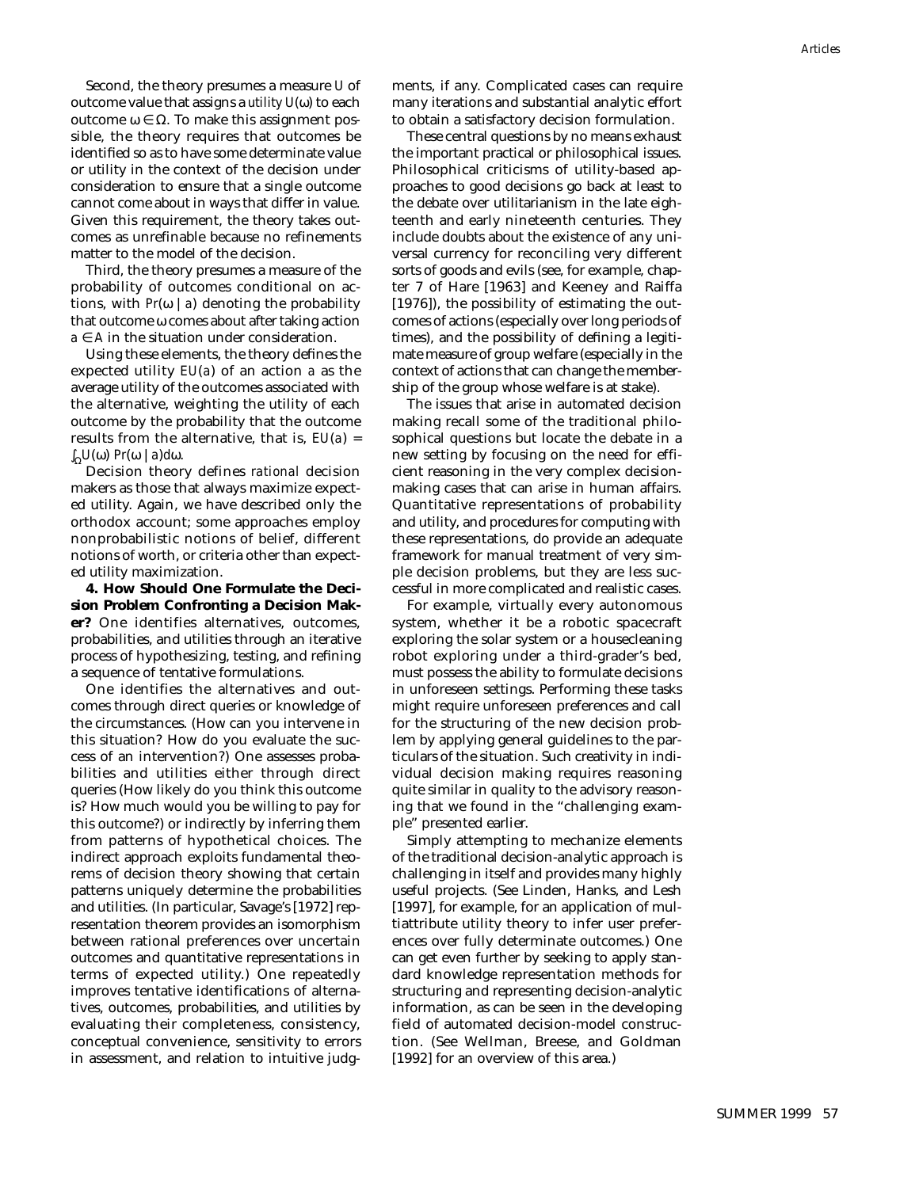Second, the theory presumes a measure $U$ of outcome value that assigns a *utility* $U(\omega)$ to each outcome $\omega \in \Omega$. To make this assignment possible, the theory requires that outcomes be identified so as to have some determinate value or utility in the context of the decision under consideration to ensure that a single outcome cannot come about in ways that differ in value. Given this requirement, the theory takes outcomes as unrefinable because no refinements matter to the model of the decision.

Third, the theory presumes a measure of the probability of outcomes conditional on actions, with $Pr(\omega \mid a)$ denoting the probability that outcome $\omega$ comes about after taking action $a \in A$ in the situation under consideration.

Using these elements, the theory defines the expected utility $EU(a)$ of an action $a$ as the average utility of the outcomes associated with the alternative, weighting the utility of each outcome by the probability that the outcome results from the alternative, that is, $EU(a) = \int_{\Omega} U(\omega)\, Pr(\omega \mid a) d\omega$.

Decision theory defines *rational* decision makers as those that always maximize expected utility. Again, we have described only the orthodox account; some approaches employ nonprobabilistic notions of belief, different notions of worth, or criteria other than expected utility maximization.

**4. How Should One Formulate the Decision Problem Confronting a Decision Maker?** One identifies alternatives, outcomes, probabilities, and utilities through an iterative process of hypothesizing, testing, and refining a sequence of tentative formulations.

One identifies the alternatives and outcomes through direct queries or knowledge of the circumstances. (How can you intervene in this situation? How do you evaluate the success of an intervention?) One assesses probabilities and utilities either through direct queries (How likely do you think this outcome is? How much would you be willing to pay for this outcome?) or indirectly by inferring them from patterns of hypothetical choices. The indirect approach exploits fundamental theorems of decision theory showing that certain patterns uniquely determine the probabilities and utilities. (In particular, Savage's [1972] representation theorem provides an isomorphism between rational preferences over uncertain outcomes and quantitative representations in terms of expected utility.) One repeatedly improves tentative identifications of alternatives, outcomes, probabilities, and utilities by evaluating their completeness, consistency, conceptual convenience, sensitivity to errors in assessment, and relation to intuitive judgments, if any. Complicated cases can require many iterations and substantial analytic effort to obtain a satisfactory decision formulation.

These central questions by no means exhaust the important practical or philosophical issues. Philosophical criticisms of utility-based approaches to good decisions go back at least to the debate over utilitarianism in the late eighteenth and early nineteenth centuries. They include doubts about the existence of any universal currency for reconciling very different sorts of goods and evils (see, for example, chapter 7 of Hare [1963] and Keeney and Raiffa [1976]), the possibility of estimating the outcomes of actions (especially over long periods of times), and the possibility of defining a legitimate measure of group welfare (especially in the context of actions that can change the membership of the group whose welfare is at stake).

The issues that arise in automated decision making recall some of the traditional philosophical questions but locate the debate in a new setting by focusing on the need for efficient reasoning in the very complex decision-making cases that can arise in human affairs. Quantitative representations of probability and utility, and procedures for computing with these representations, do provide an adequate framework for manual treatment of very simple decision problems, but they are less successful in more complicated and realistic cases.

For example, virtually every autonomous system, whether it be a robotic spacecraft exploring the solar system or a housecleaning robot exploring under a third-grader's bed, must possess the ability to formulate decisions in unforeseen settings. Performing these tasks might require unforeseen preferences and call for the structuring of the new decision problem by applying general guidelines to the particulars of the situation. Such creativity in individual decision making requires reasoning quite similar in quality to the advisory reasoning that we found in the "challenging example" presented earlier.

Simply attempting to mechanize elements of the traditional decision-analytic approach is challenging in itself and provides many highly useful projects. (See Linden, Hanks, and Lesh [1997], for example, for an application of multiattribute utility theory to infer user preferences over fully determinate outcomes.) One can get even further by seeking to apply standard knowledge representation methods for structuring and representing decision-analytic information, as can be seen in the developing field of automated decision-model construction. (See Wellman, Breese, and Goldman [1992] for an overview of this area.)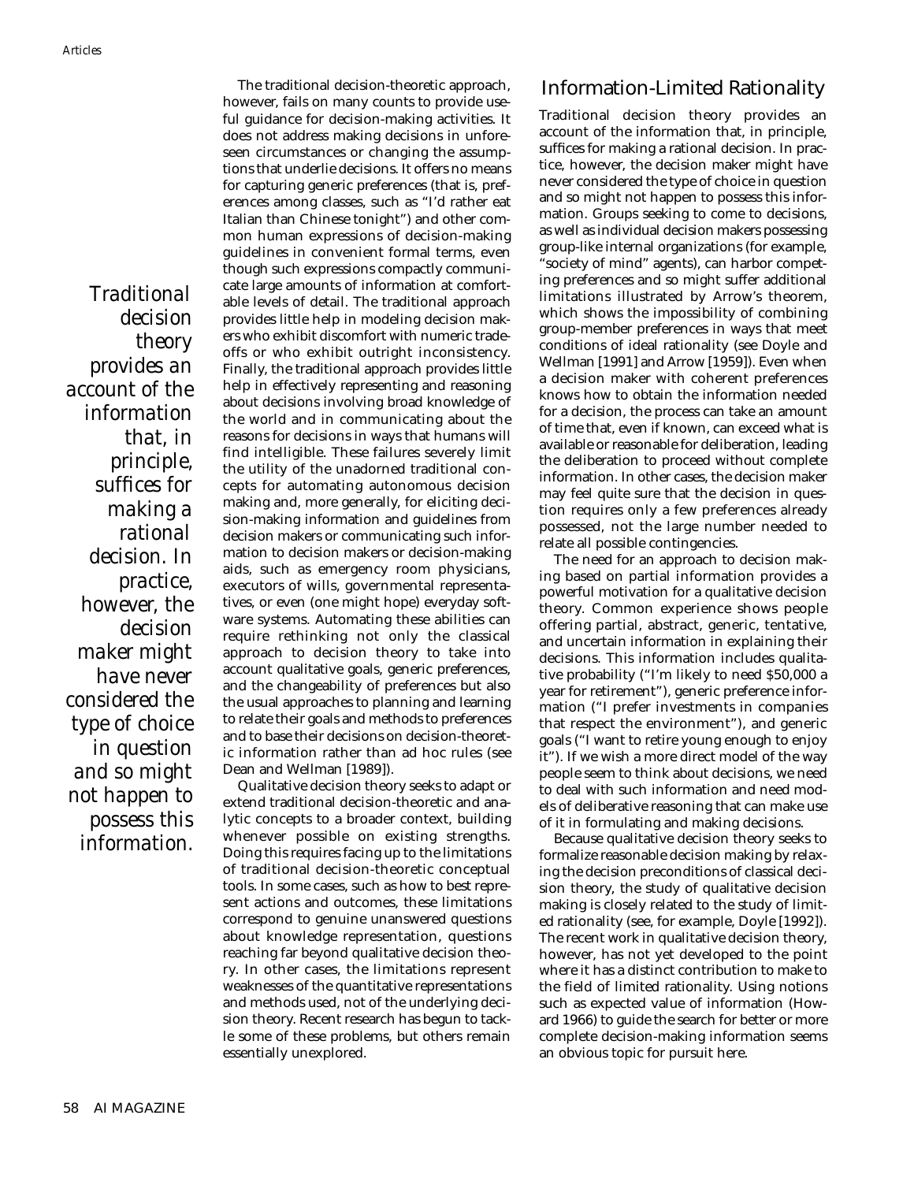The traditional decision-theoretic approach, however, fails on many counts to provide useful guidance for decision-making activities. It does not address making decisions in unforeseen circumstances or changing the assumptions that underlie decisions. It offers no means for capturing generic preferences (that is, preferences among classes, such as "I'd rather eat Italian than Chinese tonight") and other common human expressions of decision-making guidelines in convenient formal terms, even though such expressions compactly communicate large amounts of information at comfortable levels of detail. The traditional approach provides little help in modeling decision makers who exhibit discomfort with numeric trade-offs or who exhibit outright inconsistency. Finally, the traditional approach provides little help in effectively representing and reasoning about decisions involving broad knowledge of the world and in communicating about the reasons for decisions in ways that humans will find intelligible. These failures severely limit the utility of the unadorned traditional concepts for automating autonomous decision making and, more generally, for eliciting decision-making information and guidelines from decision makers or communicating such information to decision makers or decision-making aids, such as emergency room physicians, executors of wills, governmental representatives, or even (one might hope) everyday software systems. Automating these abilities can require rethinking not only the classical approach to decision theory to take into account qualitative goals, generic preferences, and the changeability of preferences but also the usual approaches to planning and learning to relate their goals and methods to preferences and to base their decisions on decision-theoretic information rather than ad hoc rules (see Dean and Wellman [1989]).

Qualitative decision theory seeks to adapt or extend traditional decision-theoretic and analytic concepts to a broader context, building whenever possible on existing strengths. Doing this requires facing up to the limitations of traditional decision-theoretic conceptual tools. In some cases, such as how to best represent actions and outcomes, these limitations correspond to genuine unanswered questions about knowledge representation, questions reaching far beyond qualitative decision theory. In other cases, the limitations represent weaknesses of the quantitative representations and methods used, not of the underlying decision theory. Recent research has begun to tackle some of these problems, but others remain essentially unexplored.

*Traditional decision theory provides an account of the information that, in principle, suffices for making a rational decision. In practice, however, the decision maker might have never considered the type of choice in question and so might not happen to possess this information.*

## Information-Limited Rationality

Traditional decision theory provides an account of the information that, in principle, suffices for making a rational decision. In practice, however, the decision maker might have never considered the type of choice in question and so might not happen to possess this information. Groups seeking to come to decisions, as well as individual decision makers possessing group-like internal organizations (for example, "society of mind" agents), can harbor competing preferences and so might suffer additional limitations illustrated by Arrow's theorem, which shows the impossibility of combining group-member preferences in ways that meet conditions of ideal rationality (see Doyle and Wellman [1991] and Arrow [1959]). Even when a decision maker with coherent preferences knows how to obtain the information needed for a decision, the process can take an amount of time that, even if known, can exceed what is available or reasonable for deliberation, leading the deliberation to proceed without complete information. In other cases, the decision maker may feel quite sure that the decision in question requires only a few preferences already possessed, not the large number needed to relate all possible contingencies.

The need for an approach to decision making based on partial information provides a powerful motivation for a qualitative decision theory. Common experience shows people offering partial, abstract, generic, tentative, and uncertain information in explaining their decisions. This information includes qualitative probability ("I'm likely to need $50,000 a year for retirement"), generic preference information ("I prefer investments in companies that respect the environment"), and generic goals ("I want to retire young enough to enjoy it"). If we wish a more direct model of the way people seem to think about decisions, we need to deal with such information and need models of deliberative reasoning that can make use of it in formulating and making decisions.

Because qualitative decision theory seeks to formalize reasonable decision making by relaxing the decision preconditions of classical decision theory, the study of qualitative decision making is closely related to the study of limited rationality (see, for example, Doyle [1992]). The recent work in qualitative decision theory, however, has not yet developed to the point where it has a distinct contribution to make to the field of limited rationality. Using notions such as expected value of information (Howard 1966) to guide the search for better or more complete decision-making information seems an obvious topic for pursuit here.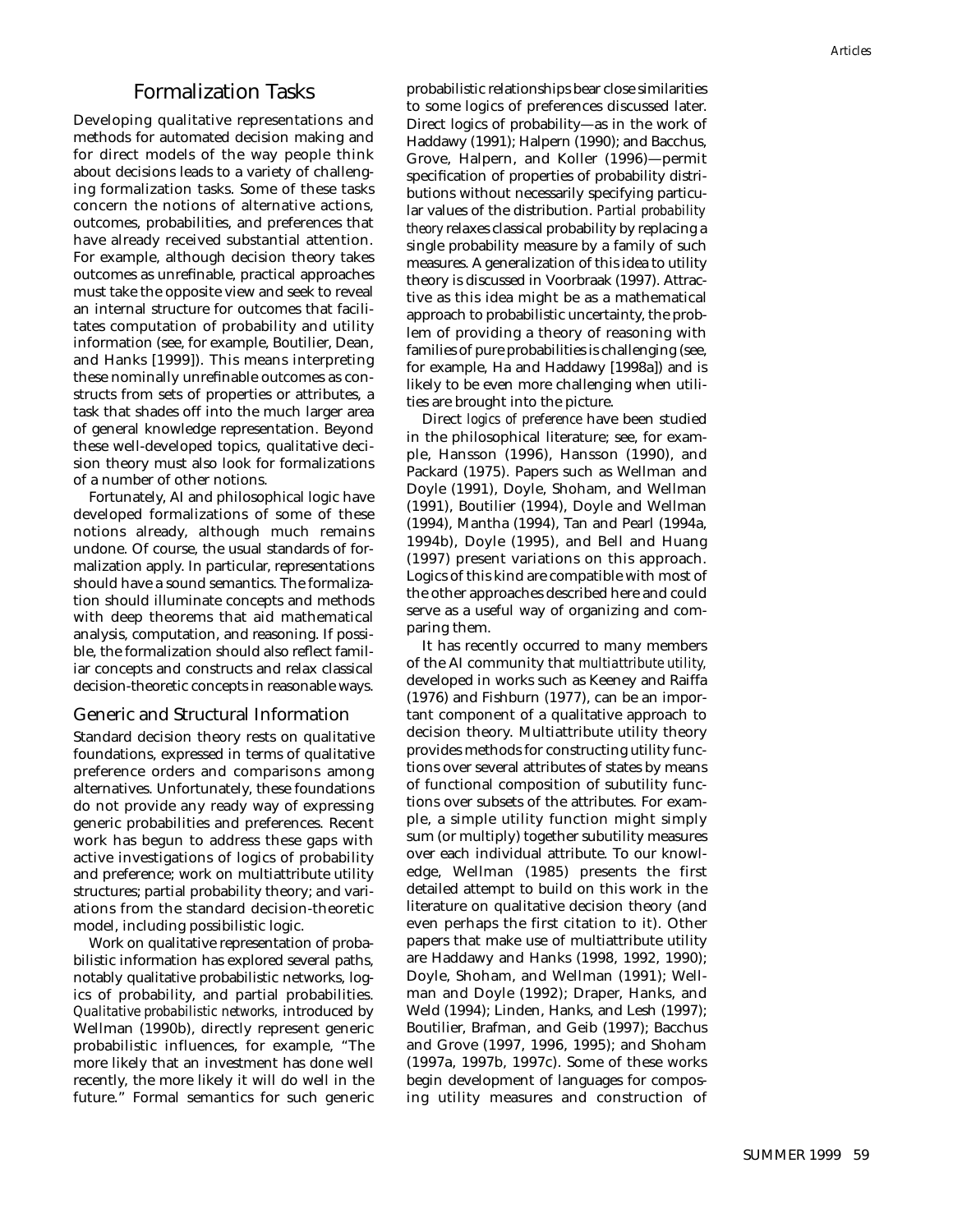## Formalization Tasks

Developing qualitative representations and methods for automated decision making and for direct models of the way people think about decisions leads to a variety of challenging formalization tasks. Some of these tasks concern the notions of alternative actions, outcomes, probabilities, and preferences that have already received substantial attention. For example, although decision theory takes outcomes as unrefinable, practical approaches must take the opposite view and seek to reveal an internal structure for outcomes that facilitates computation of probability and utility information (see, for example, Boutilier, Dean, and Hanks [1999]). This means interpreting these nominally unrefinable outcomes as constructs from sets of properties or attributes, a task that shades off into the much larger area of general knowledge representation. Beyond these well-developed topics, qualitative decision theory must also look for formalizations of a number of other notions.

Fortunately, AI and philosophical logic have developed formalizations of some of these notions already, although much remains undone. Of course, the usual standards of formalization apply. In particular, representations should have a sound semantics. The formalization should illuminate concepts and methods with deep theorems that aid mathematical analysis, computation, and reasoning. If possible, the formalization should also reflect familiar concepts and constructs and relax classical decision-theoretic concepts in reasonable ways.

### Generic and Structural Information

Standard decision theory rests on qualitative foundations, expressed in terms of qualitative preference orders and comparisons among alternatives. Unfortunately, these foundations do not provide any ready way of expressing generic probabilities and preferences. Recent work has begun to address these gaps with active investigations of logics of probability and preference; work on multiattribute utility structures; partial probability theory; and variations from the standard decision-theoretic model, including possibilistic logic.

Work on qualitative representation of probabilistic information has explored several paths, notably qualitative probabilistic networks, logics of probability, and partial probabilities. *Qualitative probabilistic networks,* introduced by Wellman (1990b), directly represent generic probabilistic influences, for example, "The more likely that an investment has done well recently, the more likely it will do well in the future." Formal semantics for such generic probabilistic relationships bear close similarities to some logics of preferences discussed later. Direct logics of probability—as in the work of Haddawy (1991); Halpern (1990); and Bacchus, Grove, Halpern, and Koller (1996)—permit specification of properties of probability distributions without necessarily specifying particular values of the distribution. *Partial probability theory* relaxes classical probability by replacing a single probability measure by a family of such measures. A generalization of this idea to utility theory is discussed in Voorbraak (1997). Attractive as this idea might be as a mathematical approach to probabilistic uncertainty, the problem of providing a theory of reasoning with families of pure probabilities is challenging (see, for example, Ha and Haddawy [1998a]) and is likely to be even more challenging when utilities are brought into the picture.

Direct *logics of preference* have been studied in the philosophical literature; see, for example, Hansson (1996), Hansson (1990), and Packard (1975). Papers such as Wellman and Doyle (1991), Doyle, Shoham, and Wellman (1991), Boutilier (1994), Doyle and Wellman (1994), Mantha (1994), Tan and Pearl (1994a, 1994b), Doyle (1995), and Bell and Huang (1997) present variations on this approach. Logics of this kind are compatible with most of the other approaches described here and could serve as a useful way of organizing and comparing them.

It has recently occurred to many members of the AI community that *multiattribute utility,* developed in works such as Keeney and Raiffa (1976) and Fishburn (1977), can be an important component of a qualitative approach to decision theory. Multiattribute utility theory provides methods for constructing utility functions over several attributes of states by means of functional composition of subutility functions over subsets of the attributes. For example, a simple utility function might simply sum (or multiply) together subutility measures over each individual attribute. To our knowledge, Wellman (1985) presents the first detailed attempt to build on this work in the literature on qualitative decision theory (and even perhaps the first citation to it). Other papers that make use of multiattribute utility are Haddawy and Hanks (1998, 1992, 1990); Doyle, Shoham, and Wellman (1991); Wellman and Doyle (1992); Draper, Hanks, and Weld (1994); Linden, Hanks, and Lesh (1997); Boutilier, Brafman, and Geib (1997); Bacchus and Grove (1997, 1996, 1995); and Shoham (1997a, 1997b, 1997c). Some of these works begin development of languages for composing utility measures and construction of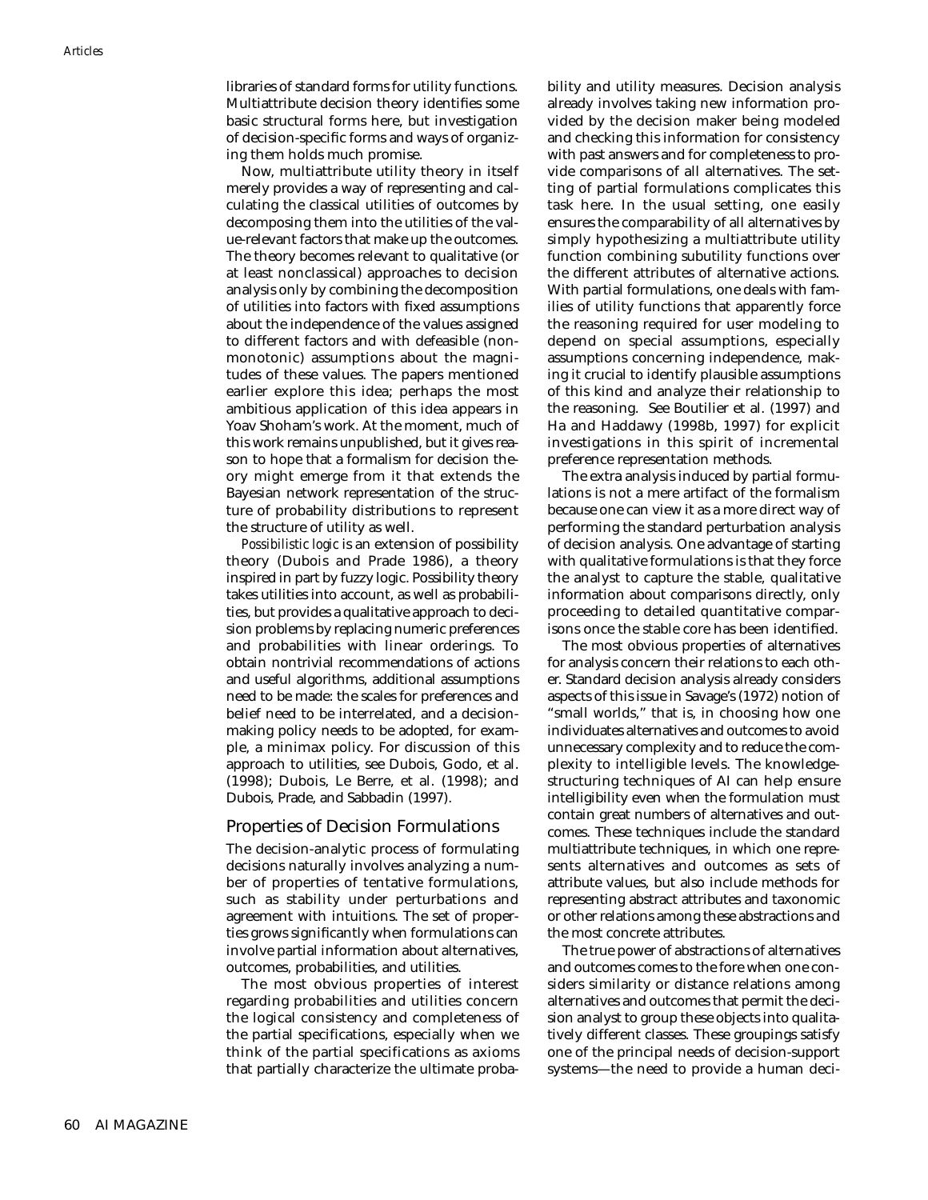libraries of standard forms for utility functions. Multiattribute decision theory identifies some basic structural forms here, but investigation of decision-specific forms and ways of organizing them holds much promise.

Now, multiattribute utility theory in itself merely provides a way of representing and calculating the classical utilities of outcomes by decomposing them into the utilities of the value-relevant factors that make up the outcomes. The theory becomes relevant to qualitative (or at least nonclassical) approaches to decision analysis only by combining the decomposition of utilities into factors with fixed assumptions about the independence of the values assigned to different factors and with defeasible (nonmonotonic) assumptions about the magnitudes of these values. The papers mentioned earlier explore this idea; perhaps the most ambitious application of this idea appears in Yoav Shoham's work. At the moment, much of this work remains unpublished, but it gives reason to hope that a formalism for decision theory might emerge from it that extends the Bayesian network representation of the structure of probability distributions to represent the structure of utility as well.

*Possibilistic logic* is an extension of possibility theory (Dubois and Prade 1986), a theory inspired in part by fuzzy logic. Possibility theory takes utilities into account, as well as probabilities, but provides a qualitative approach to decision problems by replacing numeric preferences and probabilities with linear orderings. To obtain nontrivial recommendations of actions and useful algorithms, additional assumptions need to be made: the scales for preferences and belief need to be interrelated, and a decision-making policy needs to be adopted, for example, a minimax policy. For discussion of this approach to utilities, see Dubois, Godo, et al. (1998); Dubois, Le Berre, et al. (1998); and Dubois, Prade, and Sabbadin (1997).

## Properties of Decision Formulations

The decision-analytic process of formulating decisions naturally involves analyzing a number of properties of tentative formulations, such as stability under perturbations and agreement with intuitions. The set of properties grows significantly when formulations can involve partial information about alternatives, outcomes, probabilities, and utilities.

The most obvious properties of interest regarding probabilities and utilities concern the logical consistency and completeness of the partial specifications, especially when we think of the partial specifications as axioms that partially characterize the ultimate probability and utility measures. Decision analysis already involves taking new information provided by the decision maker being modeled and checking this information for consistency with past answers and for completeness to provide comparisons of all alternatives. The setting of partial formulations complicates this task here. In the usual setting, one easily ensures the comparability of all alternatives by simply hypothesizing a multiattribute utility function combining subutility functions over the different attributes of alternative actions. With partial formulations, one deals with families of utility functions that apparently force the reasoning required for user modeling to depend on special assumptions, especially assumptions concerning independence, making it crucial to identify plausible assumptions of this kind and analyze their relationship to the reasoning. See Boutilier et al. (1997) and Ha and Haddawy (1998b, 1997) for explicit investigations in this spirit of incremental preference representation methods.

The extra analysis induced by partial formulations is not a mere artifact of the formalism because one can view it as a more direct way of performing the standard perturbation analysis of decision analysis. One advantage of starting with qualitative formulations is that they force the analyst to capture the stable, qualitative information about comparisons directly, only proceeding to detailed quantitative comparisons once the stable core has been identified.

The most obvious properties of alternatives for analysis concern their relations to each other. Standard decision analysis already considers aspects of this issue in Savage's (1972) notion of "small worlds," that is, in choosing how one individuates alternatives and outcomes to avoid unnecessary complexity and to reduce the complexity to intelligible levels. The knowledge-structuring techniques of AI can help ensure intelligibility even when the formulation must contain great numbers of alternatives and outcomes. These techniques include the standard multiattribute techniques, in which one represents alternatives and outcomes as sets of attribute values, but also include methods for representing abstract attributes and taxonomic or other relations among these abstractions and the most concrete attributes.

The true power of abstractions of alternatives and outcomes comes to the fore when one considers similarity or distance relations among alternatives and outcomes that permit the decision analyst to group these objects into qualitatively different classes. These groupings satisfy one of the principal needs of decision-support systems—the need to provide a human deci-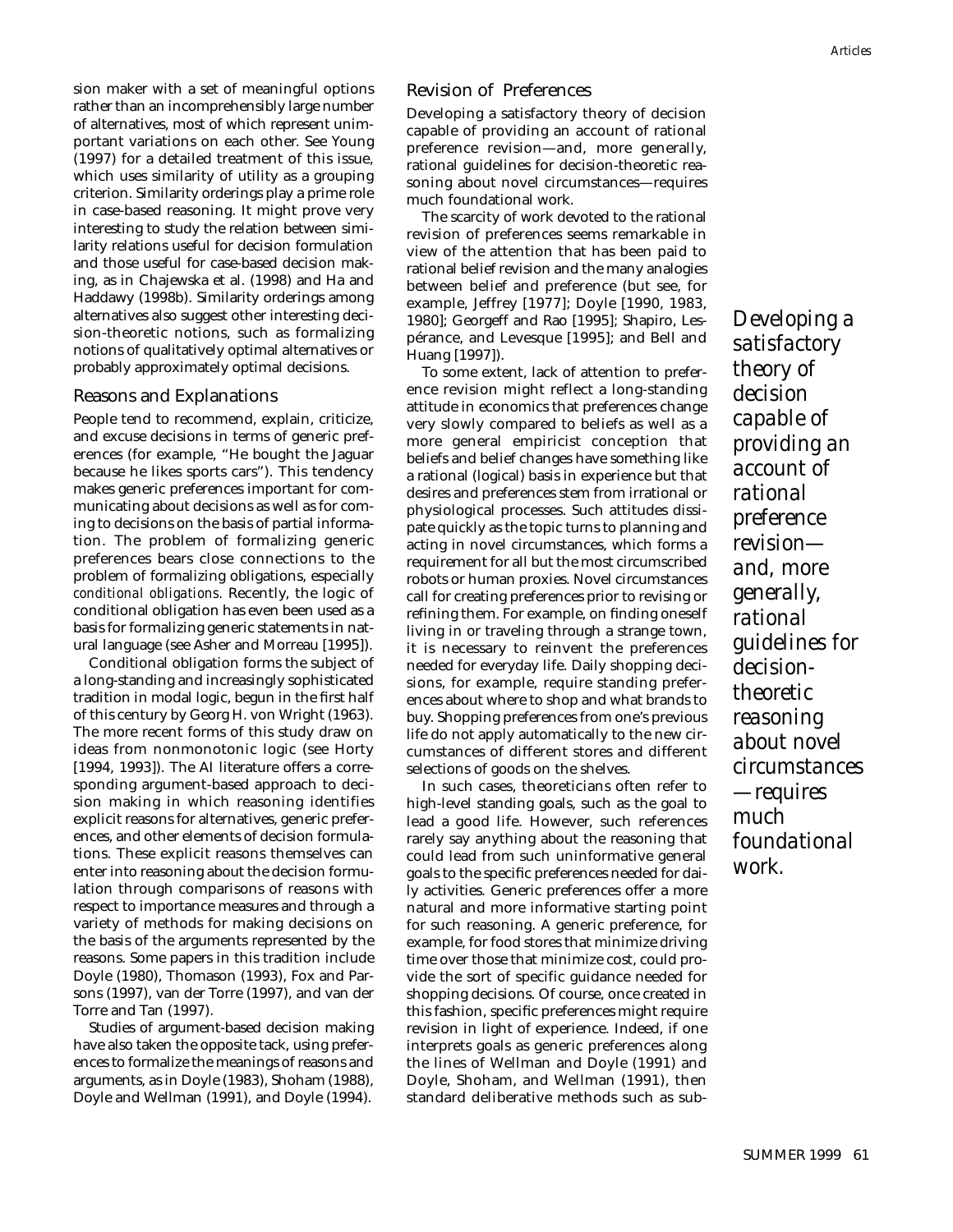sion maker with a set of meaningful options rather than an incomprehensibly large number of alternatives, most of which represent unimportant variations on each other. See Young (1997) for a detailed treatment of this issue, which uses similarity of utility as a grouping criterion. Similarity orderings play a prime role in case-based reasoning. It might prove very interesting to study the relation between similarity relations useful for decision formulation and those useful for case-based decision making, as in Chajewska et al. (1998) and Ha and Haddawy (1998b). Similarity orderings among alternatives also suggest other interesting decision-theoretic notions, such as formalizing notions of qualitatively optimal alternatives or probably approximately optimal decisions.

## Reasons and Explanations

People tend to recommend, explain, criticize, and excuse decisions in terms of generic preferences (for example, "He bought the Jaguar because he likes sports cars"). This tendency makes generic preferences important for communicating about decisions as well as for coming to decisions on the basis of partial information. The problem of formalizing generic preferences bears close connections to the problem of formalizing obligations, especially *conditional obligations*. Recently, the logic of conditional obligation has even been used as a basis for formalizing generic statements in natural language (see Asher and Morreau [1995]).

Conditional obligation forms the subject of a long-standing and increasingly sophisticated tradition in modal logic, begun in the first half of this century by Georg H. von Wright (1963). The more recent forms of this study draw on ideas from nonmonotonic logic (see Horty [1994, 1993]). The AI literature offers a corresponding argument-based approach to decision making in which reasoning identifies explicit reasons for alternatives, generic preferences, and other elements of decision formulations. These explicit reasons themselves can enter into reasoning about the decision formulation through comparisons of reasons with respect to importance measures and through a variety of methods for making decisions on the basis of the arguments represented by the reasons. Some papers in this tradition include Doyle (1980), Thomason (1993), Fox and Parsons (1997), van der Torre (1997), and van der Torre and Tan (1997).

Studies of argument-based decision making have also taken the opposite tack, using preferences to formalize the meanings of reasons and arguments, as in Doyle (1983), Shoham (1988), Doyle and Wellman (1991), and Doyle (1994).

## Revision of Preferences

Developing a satisfactory theory of decision capable of providing an account of rational preference revision—and, more generally, rational guidelines for decision-theoretic reasoning about novel circumstances—requires much foundational work.

The scarcity of work devoted to the rational revision of preferences seems remarkable in view of the attention that has been paid to rational belief revision and the many analogies between belief and preference (but see, for example, Jeffrey [1977]; Doyle [1990, 1983, 1980]; Georgeff and Rao [1995]; Shapiro, Lespérance, and Levesque [1995]; and Bell and Huang [1997]).

To some extent, lack of attention to preference revision might reflect a long-standing attitude in economics that preferences change very slowly compared to beliefs as well as a more general empiricist conception that beliefs and belief changes have something like a rational (logical) basis in experience but that desires and preferences stem from irrational or physiological processes. Such attitudes dissipate quickly as the topic turns to planning and acting in novel circumstances, which forms a requirement for all but the most circumscribed robots or human proxies. Novel circumstances call for creating preferences prior to revising or refining them. For example, on finding oneself living in or traveling through a strange town, it is necessary to reinvent the preferences needed for everyday life. Daily shopping decisions, for example, require standing preferences about where to shop and what brands to buy. Shopping preferences from one's previous life do not apply automatically to the new circumstances of different stores and different selections of goods on the shelves.

In such cases, theoreticians often refer to high-level standing goals, such as the goal to lead a good life. However, such references rarely say anything about the reasoning that could lead from such uninformative general goals to the specific preferences needed for daily activities. Generic preferences offer a more natural and more informative starting point for such reasoning. A generic preference, for example, for food stores that minimize driving time over those that minimize cost, could provide the sort of specific guidance needed for shopping decisions. Of course, once created in this fashion, specific preferences might require revision in light of experience. Indeed, if one interprets goals as generic preferences along the lines of Wellman and Doyle (1991) and Doyle, Shoham, and Wellman (1991), then standard deliberative methods such as sub-

*Developing a satisfactory theory of decision capable of providing an account of rational preference revision—and, more generally, rational guidelines for decision-theoretic reasoning about novel circumstances—requires much foundational work.*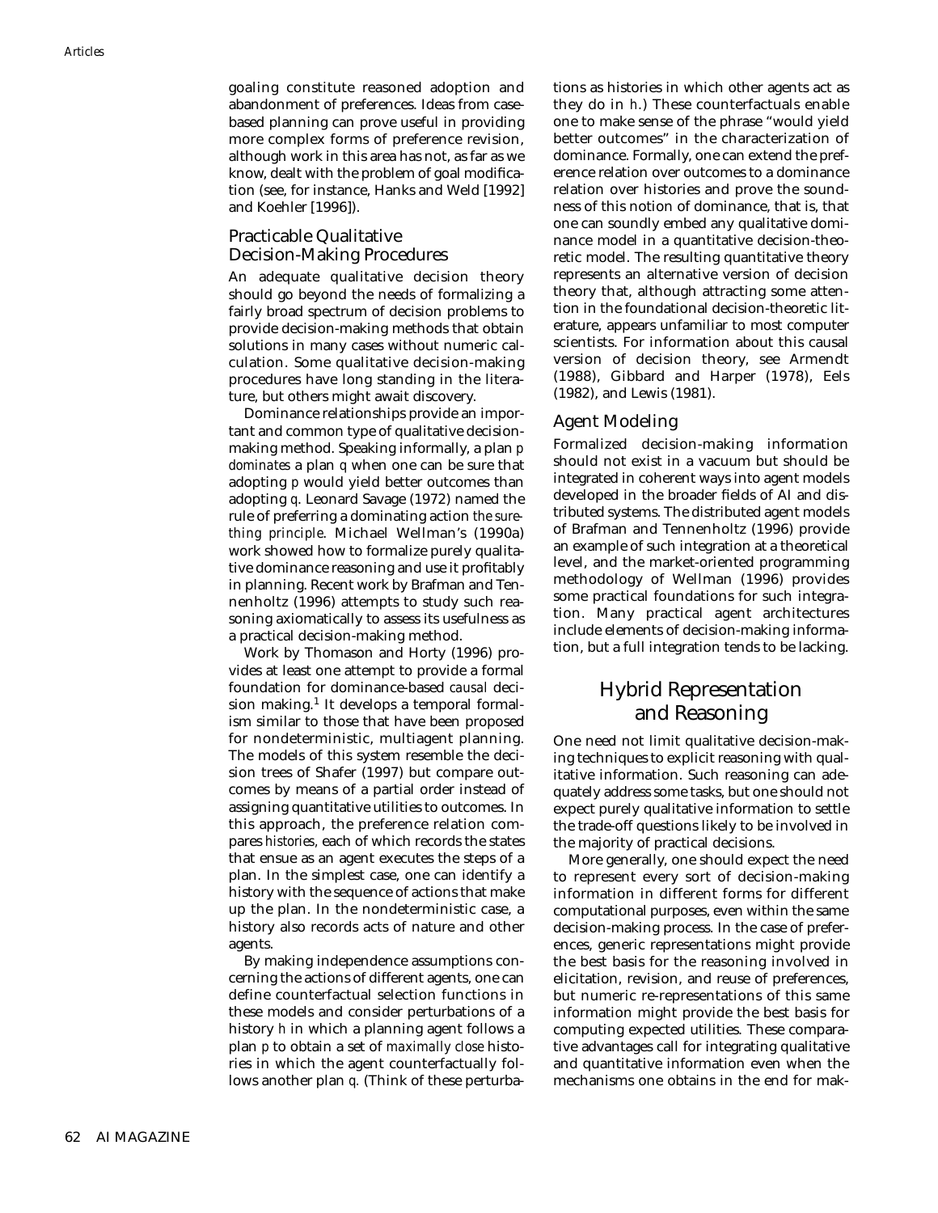goaling constitute reasoned adoption and abandonment of preferences. Ideas from case-based planning can prove useful in providing more complex forms of preference revision, although work in this area has not, as far as we know, dealt with the problem of goal modification (see, for instance, Hanks and Weld [1992] and Koehler [1996]).

### Practicable Qualitative Decision-Making Procedures

An adequate qualitative decision theory should go beyond the needs of formalizing a fairly broad spectrum of decision problems to provide decision-making methods that obtain solutions in many cases without numeric calculation. Some qualitative decision-making procedures have long standing in the literature, but others might await discovery.

Dominance relationships provide an important and common type of qualitative decision-making method. Speaking informally, a plan *p* *dominates* a plan *q* when one can be sure that adopting *p* would yield better outcomes than adopting *q*. Leonard Savage (1972) named the rule of preferring a dominating action *the sure-thing principle*. Michael Wellman's (1990a) work showed how to formalize purely qualitative dominance reasoning and use it profitably in planning. Recent work by Brafman and Tennenholtz (1996) attempts to study such reasoning axiomatically to assess its usefulness as a practical decision-making method.

Work by Thomason and Horty (1996) provides at least one attempt to provide a formal foundation for dominance-based *causal* decision making.[1] It develops a temporal formalism similar to those that have been proposed for nondeterministic, multiagent planning. The models of this system resemble the decision trees of Shafer (1997) but compare outcomes by means of a partial order instead of assigning quantitative utilities to outcomes. In this approach, the preference relation compares *histories*, each of which records the states that ensue as an agent executes the steps of a plan. In the simplest case, one can identify a history with the sequence of actions that make up the plan. In the nondeterministic case, a history also records acts of nature and other agents.

By making independence assumptions concerning the actions of different agents, one can define counterfactual selection functions in these models and consider perturbations of a history *h* in which a planning agent follows a plan *p* to obtain a set of *maximally close* histories in which the agent counterfactually follows another plan *q*. (Think of these perturbations as histories in which other agents act as they do in *h*.) These counterfactuals enable one to make sense of the phrase "would yield better outcomes" in the characterization of dominance. Formally, one can extend the preference relation over outcomes to a dominance relation over histories and prove the soundness of this notion of dominance, that is, that one can soundly embed any qualitative dominance model in a quantitative decision-theoretic model. The resulting quantitative theory represents an alternative version of decision theory that, although attracting some attention in the foundational decision-theoretic literature, appears unfamiliar to most computer scientists. For information about this causal version of decision theory, see Armendt (1988), Gibbard and Harper (1978), Eels (1982), and Lewis (1981).

### Agent Modeling

Formalized decision-making information should not exist in a vacuum but should be integrated in coherent ways into agent models developed in the broader fields of AI and distributed systems. The distributed agent models of Brafman and Tennenholtz (1996) provide an example of such integration at a theoretical level, and the market-oriented programming methodology of Wellman (1996) provides some practical foundations for such integration. Many practical agent architectures include elements of decision-making information, but a full integration tends to be lacking.

## Hybrid Representation and Reasoning

One need not limit qualitative decision-making techniques to explicit reasoning with qualitative information. Such reasoning can adequately address some tasks, but one should not expect purely qualitative information to settle the trade-off questions likely to be involved in the majority of practical decisions.

More generally, one should expect the need to represent every sort of decision-making information in different forms for different computational purposes, even within the same decision-making process. In the case of preferences, generic representations might provide the best basis for the reasoning involved in elicitation, revision, and reuse of preferences, but numeric re-representations of this same information might provide the best basis for computing expected utilities. These comparative advantages call for integrating qualitative and quantitative information even when the mechanisms one obtains in the end for mak-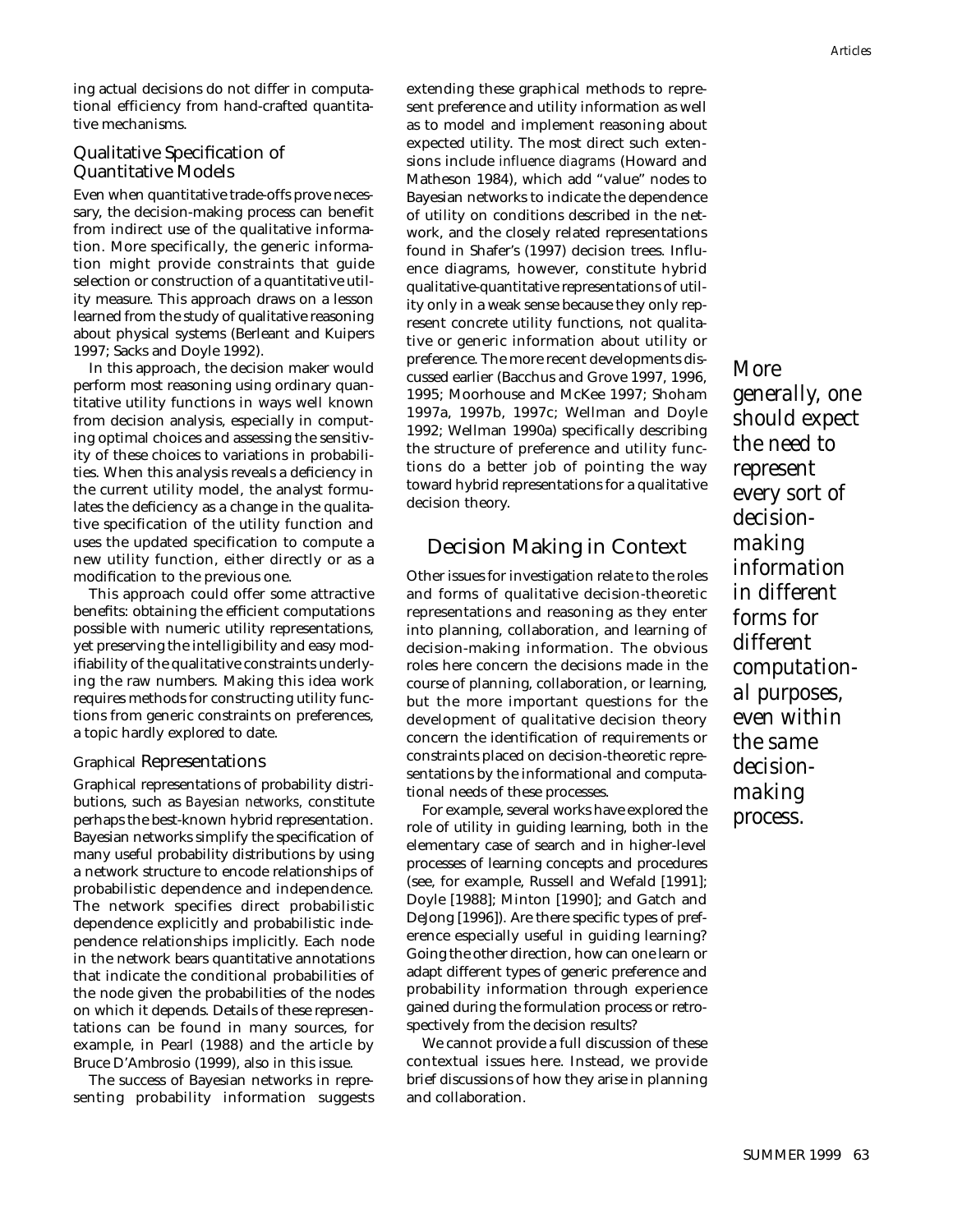ing actual decisions do not differ in computational efficiency from hand-crafted quantitative mechanisms.

### Qualitative Specification of Quantitative Models

Even when quantitative trade-offs prove necessary, the decision-making process can benefit from indirect use of the qualitative information. More specifically, the generic information might provide constraints that guide selection or construction of a quantitative utility measure. This approach draws on a lesson learned from the study of qualitative reasoning about physical systems (Berleant and Kuipers 1997; Sacks and Doyle 1992).

In this approach, the decision maker would perform most reasoning using ordinary quantitative utility functions in ways well known from decision analysis, especially in computing optimal choices and assessing the sensitivity of these choices to variations in probabilities. When this analysis reveals a deficiency in the current utility model, the analyst formulates the deficiency as a change in the qualitative specification of the utility function and uses the updated specification to compute a new utility function, either directly or as a modification to the previous one.

This approach could offer some attractive benefits: obtaining the efficient computations possible with numeric utility representations, yet preserving the intelligibility and easy modifiability of the qualitative constraints underlying the raw numbers. Making this idea work requires methods for constructing utility functions from generic constraints on preferences, a topic hardly explored to date.

### Graphical Representations

Graphical representations of probability distributions, such as *Bayesian networks*, constitute perhaps the best-known hybrid representation. Bayesian networks simplify the specification of many useful probability distributions by using a network structure to encode relationships of probabilistic dependence and independence. The network specifies direct probabilistic dependence explicitly and probabilistic independence relationships implicitly. Each node in the network bears quantitative annotations that indicate the conditional probabilities of the node given the probabilities of the nodes on which it depends. Details of these representations can be found in many sources, for example, in Pearl (1988) and the article by Bruce D'Ambrosio (1999), also in this issue.

The success of Bayesian networks in representing probability information suggests extending these graphical methods to represent preference and utility information as well as to model and implement reasoning about expected utility. The most direct such extensions include *influence diagrams* (Howard and Matheson 1984), which add "value" nodes to Bayesian networks to indicate the dependence of utility on conditions described in the network, and the closely related representations found in Shafer's (1997) decision trees. Influence diagrams, however, constitute hybrid qualitative-quantitative representations of utility only in a weak sense because they only represent concrete utility functions, not qualitative or generic information about utility or preference. The more recent developments discussed earlier (Bacchus and Grove 1997, 1996, 1995; Moorhouse and McKee 1997; Shoham 1997a, 1997b, 1997c; Wellman and Doyle 1992; Wellman 1990a) specifically describing the structure of preference and utility functions do a better job of pointing the way toward hybrid representations for a qualitative decision theory.

## Decision Making in Context

Other issues for investigation relate to the roles and forms of qualitative decision-theoretic representations and reasoning as they enter into planning, collaboration, and learning of decision-making information. The obvious roles here concern the decisions made in the course of planning, collaboration, or learning, but the more important questions for the development of qualitative decision theory concern the identification of requirements or constraints placed on decision-theoretic representations by the informational and computational needs of these processes.

For example, several works have explored the role of utility in guiding learning, both in the elementary case of search and in higher-level processes of learning concepts and procedures (see, for example, Russell and Wefald [1991]; Doyle [1988]; Minton [1990]; and Gatch and DeJong [1996]). Are there specific types of preference especially useful in guiding learning? Going the other direction, how can one learn or adapt different types of generic preference and probability information through experience gained during the formulation process or retrospectively from the decision results?

We cannot provide a full discussion of these contextual issues here. Instead, we provide brief discussions of how they arise in planning and collaboration.

*More generally, one should expect the need to represent every sort of decision-making information in different forms for different computational purposes, even within the same decision-making process.*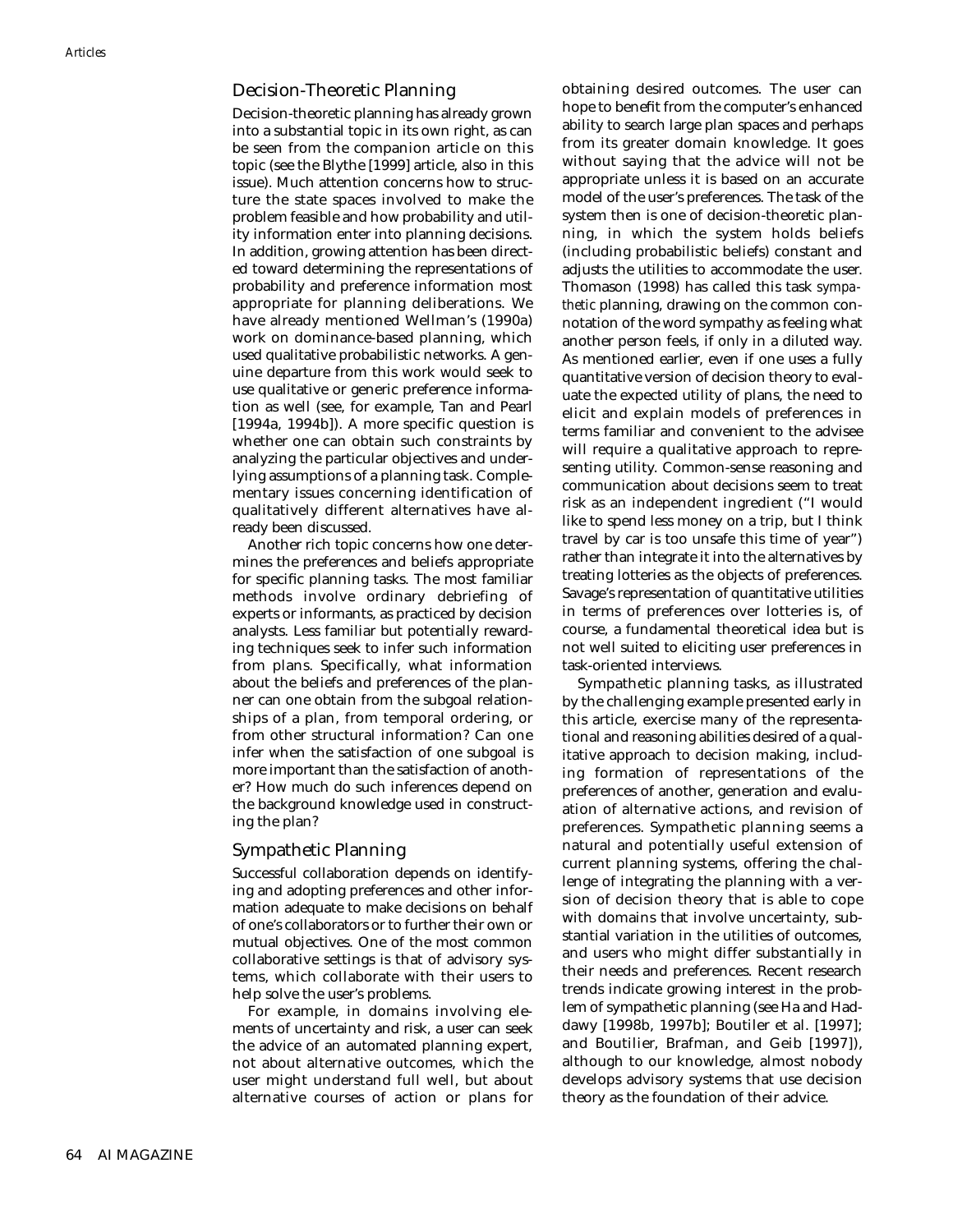## Decision-Theoretic Planning

Decision-theoretic planning has already grown into a substantial topic in its own right, as can be seen from the companion article on this topic (see the Blythe [1999] article, also in this issue). Much attention concerns how to structure the state spaces involved to make the problem feasible and how probability and utility information enter into planning decisions. In addition, growing attention has been directed toward determining the representations of probability and preference information most appropriate for planning deliberations. We have already mentioned Wellman's (1990a) work on dominance-based planning, which used qualitative probabilistic networks. A genuine departure from this work would seek to use qualitative or generic preference information as well (see, for example, Tan and Pearl [1994a, 1994b]). A more specific question is whether one can obtain such constraints by analyzing the particular objectives and underlying assumptions of a planning task. Complementary issues concerning identification of qualitatively different alternatives have already been discussed.

Another rich topic concerns how one determines the preferences and beliefs appropriate for specific planning tasks. The most familiar methods involve ordinary debriefing of experts or informants, as practiced by decision analysts. Less familiar but potentially rewarding techniques seek to infer such information from plans. Specifically, what information about the beliefs and preferences of the planner can one obtain from the subgoal relationships of a plan, from temporal ordering, or from other structural information? Can one infer when the satisfaction of one subgoal is more important than the satisfaction of another? How much do such inferences depend on the background knowledge used in constructing the plan?

## Sympathetic Planning

Successful collaboration depends on identifying and adopting preferences and other information adequate to make decisions on behalf of one's collaborators or to further their own or mutual objectives. One of the most common collaborative settings is that of advisory systems, which collaborate with their users to help solve the user's problems.

For example, in domains involving elements of uncertainty and risk, a user can seek the advice of an automated planning expert, not about alternative outcomes, which the user might understand full well, but about alternative courses of action or plans for obtaining desired outcomes. The user can hope to benefit from the computer's enhanced ability to search large plan spaces and perhaps from its greater domain knowledge. It goes without saying that the advice will not be appropriate unless it is based on an accurate model of the user's preferences. The task of the system then is one of decision-theoretic planning, in which the system holds beliefs (including probabilistic beliefs) constant and adjusts the utilities to accommodate the user. Thomason (1998) has called this task *sympathetic* planning, drawing on the common connotation of the word sympathy as feeling what another person feels, if only in a diluted way. As mentioned earlier, even if one uses a fully quantitative version of decision theory to evaluate the expected utility of plans, the need to elicit and explain models of preferences in terms familiar and convenient to the advisee will require a qualitative approach to representing utility. Common-sense reasoning and communication about decisions seem to treat risk as an independent ingredient ("I would like to spend less money on a trip, but I think travel by car is too unsafe this time of year") rather than integrate it into the alternatives by treating lotteries as the objects of preferences. Savage's representation of quantitative utilities in terms of preferences over lotteries is, of course, a fundamental theoretical idea but is not well suited to eliciting user preferences in task-oriented interviews.

Sympathetic planning tasks, as illustrated by the challenging example presented early in this article, exercise many of the representational and reasoning abilities desired of a qualitative approach to decision making, including formation of representations of the preferences of another, generation and evaluation of alternative actions, and revision of preferences. Sympathetic planning seems a natural and potentially useful extension of current planning systems, offering the challenge of integrating the planning with a version of decision theory that is able to cope with domains that involve uncertainty, substantial variation in the utilities of outcomes, and users who might differ substantially in their needs and preferences. Recent research trends indicate growing interest in the problem of sympathetic planning (see Ha and Haddawy [1998b, 1997b]; Boutiler et al. [1997]; and Boutilier, Brafman, and Geib [1997]), although to our knowledge, almost nobody develops advisory systems that use decision theory as the foundation of their advice.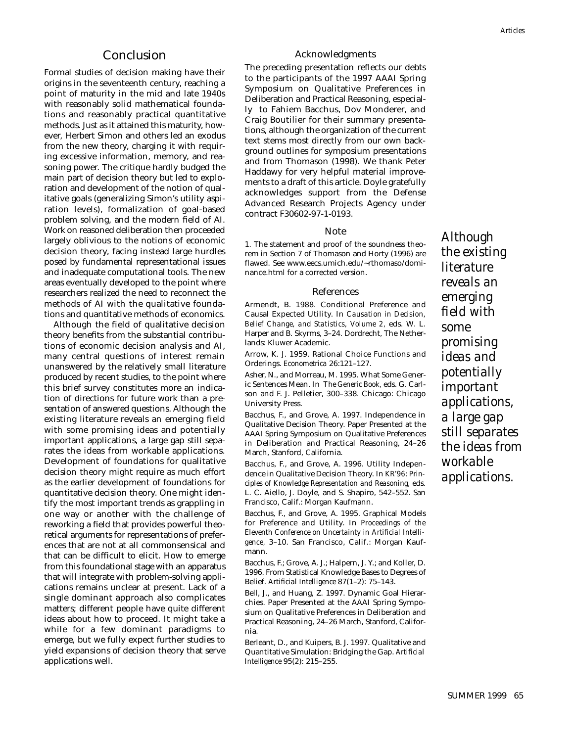## Conclusion

Formal studies of decision making have their origins in the seventeenth century, reaching a point of maturity in the mid and late 1940s with reasonably solid mathematical foundations and reasonably practical quantitative methods. Just as it attained this maturity, however, Herbert Simon and others led an exodus from the new theory, charging it with requiring excessive information, memory, and reasoning power. The critique hardly budged the main part of decision theory but led to exploration and development of the notion of qualitative goals (generalizing Simon's utility aspiration levels), formalization of goal-based problem solving, and the modern field of AI. Work on reasoned deliberation then proceeded largely oblivious to the notions of economic decision theory, facing instead large hurdles posed by fundamental representational issues and inadequate computational tools. The new areas eventually developed to the point where researchers realized the need to reconnect the methods of AI with the qualitative foundations and quantitative methods of economics.

Although the field of qualitative decision theory benefits from the substantial contributions of economic decision analysis and AI, many central questions of interest remain unanswered by the relatively small literature produced by recent studies, to the point where this brief survey constitutes more an indication of directions for future work than a presentation of answered questions. Although the existing literature reveals an emerging field with some promising ideas and potentially important applications, a large gap still separates the ideas from workable applications. Development of foundations for qualitative decision theory might require as much effort as the earlier development of foundations for quantitative decision theory. One might identify the most important trends as grappling in one way or another with the challenge of reworking a field that provides powerful theoretical arguments for representations of preferences that are not at all commonsensical and that can be difficult to elicit. How to emerge from this foundational stage with an apparatus that will integrate with problem-solving applications remains unclear at present. Lack of a single dominant approach also complicates matters; different people have quite different ideas about how to proceed. It might take a while for a few dominant paradigms to emerge, but we fully expect further studies to yield expansions of decision theory that serve applications well.

*Although the existing literature reveals an emerging field with some promising ideas and potentially important applications, a large gap still separates the ideas from workable applications.*

### Acknowledgments

The preceding presentation reflects our debts to the participants of the 1997 AAAI Spring Symposium on Qualitative Preferences in Deliberation and Practical Reasoning, especially to Fahiem Bacchus, Dov Monderer, and Craig Boutilier for their summary presentations, although the organization of the current text stems most directly from our own background outlines for symposium presentations and from Thomason (1998). We thank Peter Haddawy for very helpful material improvements to a draft of this article. Doyle gratefully acknowledges support from the Defense Advanced Research Projects Agency under contract F30602-97-1-0193.

### Note

1. The statement and proof of the soundness theorem in Section 7 of Thomason and Horty (1996) are flawed. See www.eecs.umich.edu/~rthomaso/dominance.html for a corrected version.

### References

Armendt, B. 1988. Conditional Preference and Causal Expected Utility. In *Causation in Decision, Belief Change, and Statistics, Volume 2*, eds. W. L. Harper and B. Skyrms, 3–24. Dordrecht, The Netherlands: Kluwer Academic.

Arrow, K. J. 1959. Rational Choice Functions and Orderings. *Econometrica* 26:121–127.

Asher, N., and Morreau, M. 1995. What Some Generic Sentences Mean. In *The Generic Book*, eds. G. Carlson and F. J. Pelletier, 300–338. Chicago: Chicago University Press.

Bacchus, F., and Grove, A. 1997. Independence in Qualitative Decision Theory. Paper Presented at the AAAI Spring Symposium on Qualitative Preferences in Deliberation and Practical Reasoning, 24–26 March, Stanford, California.

Bacchus, F., and Grove, A. 1996. Utility Independence in Qualitative Decision Theory. In *KR'96: Principles of Knowledge Representation and Reasoning*, eds. L. C. Aiello, J. Doyle, and S. Shapiro, 542–552. San Francisco, Calif.: Morgan Kaufmann.

Bacchus, F., and Grove, A. 1995. Graphical Models for Preference and Utility. In *Proceedings of the Eleventh Conference on Uncertainty in Artificial Intelligence*, 3–10. San Francisco, Calif.: Morgan Kaufmann.

Bacchus, F.; Grove, A. J.; Halpern, J. Y.; and Koller, D. 1996. From Statistical Knowledge Bases to Degrees of Belief. *Artificial Intelligence* 87(1–2): 75–143.

Bell, J., and Huang, Z. 1997. Dynamic Goal Hierarchies. Paper Presented at the AAAI Spring Symposium on Qualitative Preferences in Deliberation and Practical Reasoning, 24–26 March, Stanford, California.

Berleant, D., and Kuipers, B. J. 1997. Qualitative and Quantitative Simulation: Bridging the Gap. *Artificial Intelligence* 95(2): 215–255.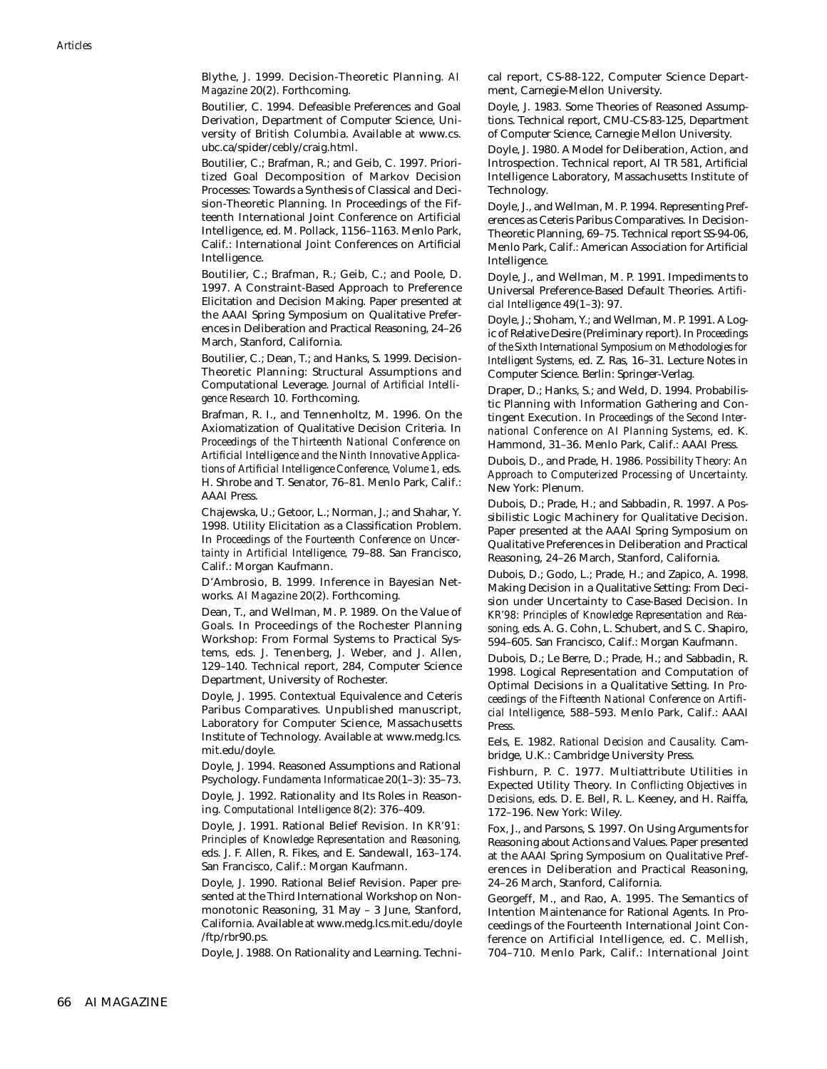Blythe, J. 1999. Decision-Theoretic Planning. *AI Magazine* 20(2). Forthcoming.

Boutilier, C. 1994. Defeasible Preferences and Goal Derivation, Department of Computer Science, University of British Columbia. Available at www.cs.ubc.ca/spider/cebly/craig.html.

Boutilier, C.; Brafman, R.; and Geib, C. 1997. Prioritized Goal Decomposition of Markov Decision Processes: Towards a Synthesis of Classical and Decision-Theoretic Planning. In Proceedings of the Fifteenth International Joint Conference on Artificial Intelligence, ed. M. Pollack, 1156–1163. Menlo Park, Calif.: International Joint Conferences on Artificial Intelligence.

Boutilier, C.; Brafman, R.; Geib, C.; and Poole, D. 1997. A Constraint-Based Approach to Preference Elicitation and Decision Making. Paper presented at the AAAI Spring Symposium on Qualitative Preferences in Deliberation and Practical Reasoning, 24–26 March, Stanford, California.

Boutilier, C.; Dean, T.; and Hanks, S. 1999. Decision-Theoretic Planning: Structural Assumptions and Computational Leverage. *Journal of Artificial Intelligence Research* 10. Forthcoming.

Brafman, R. I., and Tennenholtz, M. 1996. On the Axiomatization of Qualitative Decision Criteria. In *Proceedings of the Thirteenth National Conference on Artificial Intelligence and the Ninth Innovative Applications of Artificial Intelligence Conference, Volume 1*, eds. H. Shrobe and T. Senator, 76–81. Menlo Park, Calif.: AAAI Press.

Chajewska, U.; Getoor, L.; Norman, J.; and Shahar, Y. 1998. Utility Elicitation as a Classification Problem. In *Proceedings of the Fourteenth Conference on Uncertainty in Artificial Intelligence*, 79–88. San Francisco, Calif.: Morgan Kaufmann.

D'Ambrosio, B. 1999. Inference in Bayesian Networks. *AI Magazine* 20(2). Forthcoming.

Dean, T., and Wellman, M. P. 1989. On the Value of Goals. In Proceedings of the Rochester Planning Workshop: From Formal Systems to Practical Systems, eds. J. Tenenberg, J. Weber, and J. Allen, 129–140. Technical report, 284, Computer Science Department, University of Rochester.

Doyle, J. 1995. Contextual Equivalence and Ceteris Paribus Comparatives. Unpublished manuscript, Laboratory for Computer Science, Massachusetts Institute of Technology. Available at www.medg.lcs.mit.edu/doyle.

Doyle, J. 1994. Reasoned Assumptions and Rational Psychology. *Fundamenta Informaticae* 20(1–3): 35–73.

Doyle, J. 1992. Rationality and Its Roles in Reasoning. *Computational Intelligence* 8(2): 376–409.

Doyle, J. 1991. Rational Belief Revision. In *KR'91: Principles of Knowledge Representation and Reasoning*, eds. J. F. Allen, R. Fikes, and E. Sandewall, 163–174. San Francisco, Calif.: Morgan Kaufmann.

Doyle, J. 1990. Rational Belief Revision. Paper presented at the Third International Workshop on Nonmonotonic Reasoning, 31 May – 3 June, Stanford, California. Available at www.medg.lcs.mit.edu/doyle/ftp/rbr90.ps.

Doyle, J. 1988. On Rationality and Learning. Technical report, CS-88-122, Computer Science Department, Carnegie-Mellon University.

Doyle, J. 1983. Some Theories of Reasoned Assumptions. Technical report, CMU-CS-83-125, Department of Computer Science, Carnegie Mellon University.

Doyle, J. 1980. A Model for Deliberation, Action, and Introspection. Technical report, AI TR 581, Artificial Intelligence Laboratory, Massachusetts Institute of Technology.

Doyle, J., and Wellman, M. P. 1994. Representing Preferences as Ceteris Paribus Comparatives. In Decision-Theoretic Planning, 69–75. Technical report SS-94-06, Menlo Park, Calif.: American Association for Artificial Intelligence.

Doyle, J., and Wellman, M. P. 1991. Impediments to Universal Preference-Based Default Theories. *Artificial Intelligence* 49(1–3): 97.

Doyle, J.; Shoham, Y.; and Wellman, M. P. 1991. A Logic of Relative Desire (Preliminary report). In *Proceedings of the Sixth International Symposium on Methodologies for Intelligent Systems*, ed. Z. Ras, 16–31. Lecture Notes in Computer Science. Berlin: Springer-Verlag.

Draper, D.; Hanks, S.; and Weld, D. 1994. Probabilistic Planning with Information Gathering and Contingent Execution. In *Proceedings of the Second International Conference on AI Planning Systems*, ed. K. Hammond, 31–36. Menlo Park, Calif.: AAAI Press.

Dubois, D., and Prade, H. 1986. *Possibility Theory: An Approach to Computerized Processing of Uncertainty*. New York: Plenum.

Dubois, D.; Prade, H.; and Sabbadin, R. 1997. A Possibilistic Logic Machinery for Qualitative Decision. Paper presented at the AAAI Spring Symposium on Qualitative Preferences in Deliberation and Practical Reasoning, 24–26 March, Stanford, California.

Dubois, D.; Godo, L.; Prade, H.; and Zapico, A. 1998. Making Decision in a Qualitative Setting: From Decision under Uncertainty to Case-Based Decision. In *KR'98: Principles of Knowledge Representation and Reasoning*, eds. A. G. Cohn, L. Schubert, and S. C. Shapiro, 594–605. San Francisco, Calif.: Morgan Kaufmann.

Dubois, D.; Le Berre, D.; Prade, H.; and Sabbadin, R. 1998. Logical Representation and Computation of Optimal Decisions in a Qualitative Setting. In *Proceedings of the Fifteenth National Conference on Artificial Intelligence*, 588–593. Menlo Park, Calif.: AAAI Press.

Eels, E. 1982. *Rational Decision and Causality*. Cambridge, U.K.: Cambridge University Press.

Fishburn, P. C. 1977. Multiattribute Utilities in Expected Utility Theory. In *Conflicting Objectives in Decisions*, eds. D. E. Bell, R. L. Keeney, and H. Raiffa, 172–196. New York: Wiley.

Fox, J., and Parsons, S. 1997. On Using Arguments for Reasoning about Actions and Values. Paper presented at the AAAI Spring Symposium on Qualitative Preferences in Deliberation and Practical Reasoning, 24–26 March, Stanford, California.

Georgeff, M., and Rao, A. 1995. The Semantics of Intention Maintenance for Rational Agents. In Proceedings of the Fourteenth International Joint Conference on Artificial Intelligence, ed. C. Mellish, 704–710. Menlo Park, Calif.: International Joint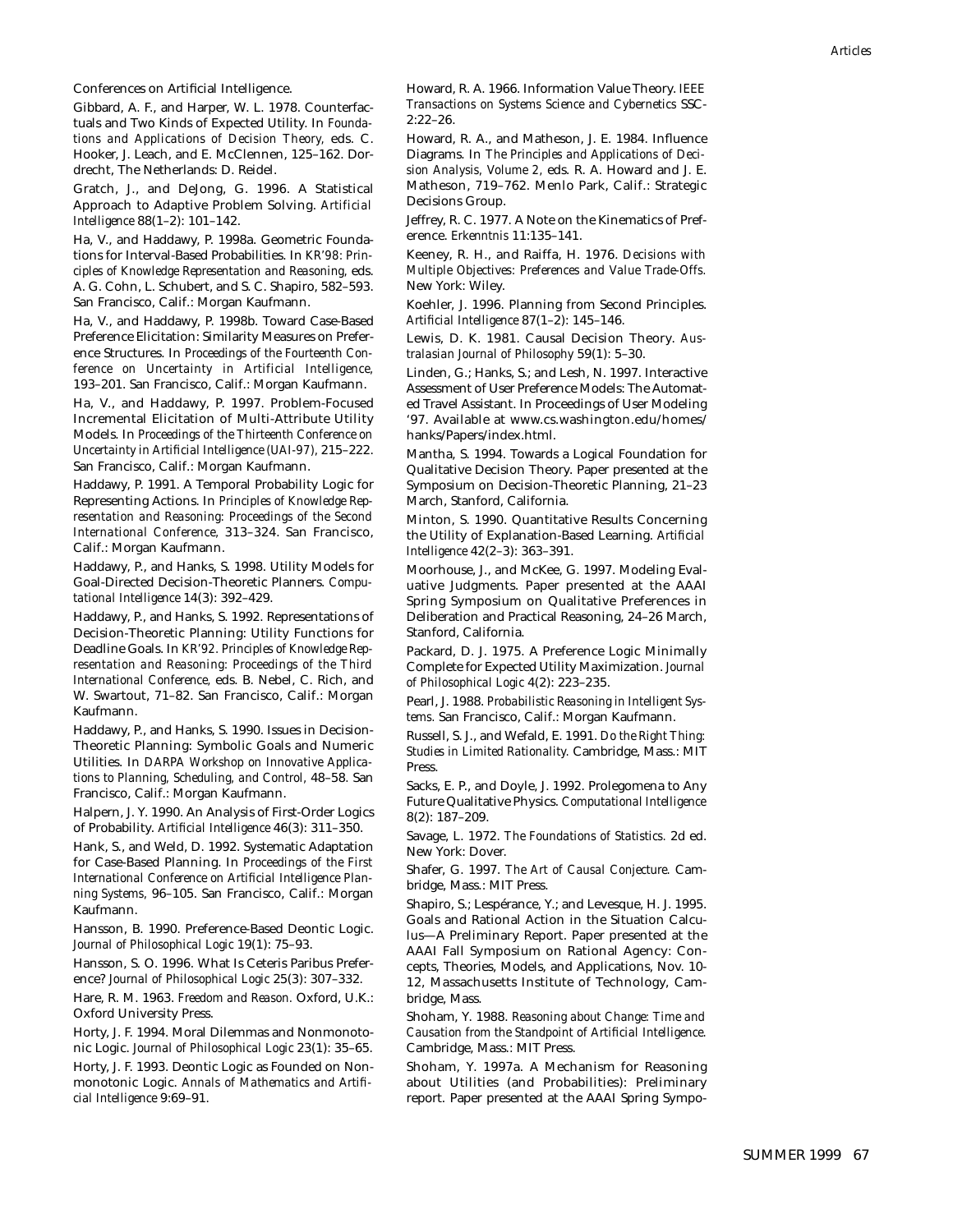Conferences on Artificial Intelligence.

Gibbard, A. F., and Harper, W. L. 1978. Counterfactuals and Two Kinds of Expected Utility. In *Foundations and Applications of Decision Theory,* eds. C. Hooker, J. Leach, and E. McClennen, 125–162. Dordrecht, The Netherlands: D. Reidel.

Gratch, J., and DeJong, G. 1996. A Statistical Approach to Adaptive Problem Solving. *Artificial Intelligence* 88(1–2): 101–142.

Ha, V., and Haddawy, P. 1998a. Geometric Foundations for Interval-Based Probabilities. In *KR'98: Principles of Knowledge Representation and Reasoning,* eds. A. G. Cohn, L. Schubert, and S. C. Shapiro, 582–593. San Francisco, Calif.: Morgan Kaufmann.

Ha, V., and Haddawy, P. 1998b. Toward Case-Based Preference Elicitation: Similarity Measures on Preference Structures. In *Proceedings of the Fourteenth Conference on Uncertainty in Artificial Intelligence,* 193–201. San Francisco, Calif.: Morgan Kaufmann.

Ha, V., and Haddawy, P. 1997. Problem-Focused Incremental Elicitation of Multi-Attribute Utility Models. In *Proceedings of the Thirteenth Conference on Uncertainty in Artificial Intelligence (UAI-97),* 215–222. San Francisco, Calif.: Morgan Kaufmann.

Haddawy, P. 1991. A Temporal Probability Logic for Representing Actions. In *Principles of Knowledge Representation and Reasoning: Proceedings of the Second International Conference,* 313–324. San Francisco, Calif.: Morgan Kaufmann.

Haddawy, P., and Hanks, S. 1998. Utility Models for Goal-Directed Decision-Theoretic Planners. *Computational Intelligence* 14(3): 392–429.

Haddawy, P., and Hanks, S. 1992. Representations of Decision-Theoretic Planning: Utility Functions for Deadline Goals. In *KR'92. Principles of Knowledge Representation and Reasoning: Proceedings of the Third International Conference,* eds. B. Nebel, C. Rich, and W. Swartout, 71–82. San Francisco, Calif.: Morgan Kaufmann.

Haddawy, P., and Hanks, S. 1990. Issues in Decision-Theoretic Planning: Symbolic Goals and Numeric Utilities. In *DARPA Workshop on Innovative Applications to Planning, Scheduling, and Control,* 48–58. San Francisco, Calif.: Morgan Kaufmann.

Halpern, J. Y. 1990. An Analysis of First-Order Logics of Probability. *Artificial Intelligence* 46(3): 311–350.

Hank, S., and Weld, D. 1992. Systematic Adaptation for Case-Based Planning. In *Proceedings of the First International Conference on Artificial Intelligence Planning Systems,* 96–105. San Francisco, Calif.: Morgan Kaufmann.

Hansson, B. 1990. Preference-Based Deontic Logic. *Journal of Philosophical Logic* 19(1): 75–93.

Hansson, S. O. 1996. What Is Ceteris Paribus Preference? *Journal of Philosophical Logic* 25(3): 307–332.

Hare, R. M. 1963. *Freedom and Reason.* Oxford, U.K.: Oxford University Press.

Horty, J. F. 1994. Moral Dilemmas and Nonmonotonic Logic. *Journal of Philosophical Logic* 23(1): 35–65.

Horty, J. F. 1993. Deontic Logic as Founded on Nonmonotonic Logic. *Annals of Mathematics and Artificial Intelligence* 9:69–91.

Howard, R. A. 1966. Information Value Theory. *IEEE Transactions on Systems Science and Cybernetics* SSC-2:22–26.

Howard, R. A., and Matheson, J. E. 1984. Influence Diagrams. In *The Principles and Applications of Decision Analysis, Volume 2,* eds. R. A. Howard and J. E. Matheson, 719–762. Menlo Park, Calif.: Strategic Decisions Group.

Jeffrey, R. C. 1977. A Note on the Kinematics of Preference. *Erkenntnis* 11:135–141.

Keeney, R. H., and Raiffa, H. 1976. *Decisions with Multiple Objectives: Preferences and Value Trade-Offs.* New York: Wiley.

Koehler, J. 1996. Planning from Second Principles. *Artificial Intelligence* 87(1–2): 145–146.

Lewis, D. K. 1981. Causal Decision Theory. *Australasian Journal of Philosophy* 59(1): 5–30.

Linden, G.; Hanks, S.; and Lesh, N. 1997. Interactive Assessment of User Preference Models: The Automated Travel Assistant. In Proceedings of User Modeling '97. Available at www.cs.washington.edu/homes/hanks/Papers/index.html.

Mantha, S. 1994. Towards a Logical Foundation for Qualitative Decision Theory. Paper presented at the Symposium on Decision-Theoretic Planning, 21–23 March, Stanford, California.

Minton, S. 1990. Quantitative Results Concerning the Utility of Explanation-Based Learning. *Artificial Intelligence* 42(2–3): 363–391.

Moorhouse, J., and McKee, G. 1997. Modeling Evaluative Judgments. Paper presented at the AAAI Spring Symposium on Qualitative Preferences in Deliberation and Practical Reasoning, 24–26 March, Stanford, California.

Packard, D. J. 1975. A Preference Logic Minimally Complete for Expected Utility Maximization. *Journal of Philosophical Logic* 4(2): 223–235.

Pearl, J. 1988. *Probabilistic Reasoning in Intelligent Systems.* San Francisco, Calif.: Morgan Kaufmann.

Russell, S. J., and Wefald, E. 1991. *Do the Right Thing: Studies in Limited Rationality.* Cambridge, Mass.: MIT Press.

Sacks, E. P., and Doyle, J. 1992. Prolegomena to Any Future Qualitative Physics. *Computational Intelligence* 8(2): 187–209.

Savage, L. 1972. *The Foundations of Statistics.* 2d ed. New York: Dover.

Shafer, G. 1997. *The Art of Causal Conjecture.* Cambridge, Mass.: MIT Press.

Shapiro, S.; Lespérance, Y.; and Levesque, H. J. 1995. Goals and Rational Action in the Situation Calculus—A Preliminary Report. Paper presented at the AAAI Fall Symposium on Rational Agency: Concepts, Theories, Models, and Applications, Nov. 10-12, Massachusetts Institute of Technology, Cambridge, Mass.

Shoham, Y. 1988. *Reasoning about Change: Time and Causation from the Standpoint of Artificial Intelligence.* Cambridge, Mass.: MIT Press.

Shoham, Y. 1997a. A Mechanism for Reasoning about Utilities (and Probabilities): Preliminary report. Paper presented at the AAAI Spring Sympo-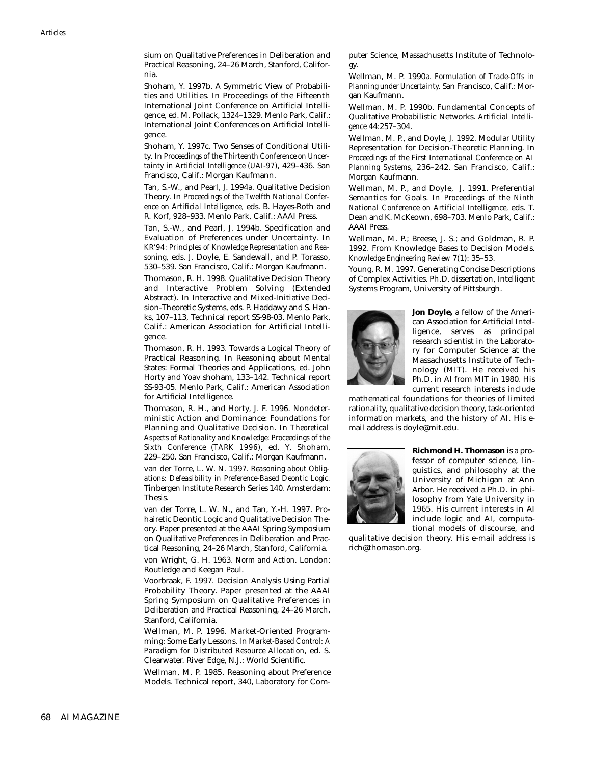sium on Qualitative Preferences in Deliberation and Practical Reasoning, 24–26 March, Stanford, California.

Shoham, Y. 1997b. A Symmetric View of Probabilities and Utilities. In Proceedings of the Fifteenth International Joint Conference on Artificial Intelligence, ed. M. Pollack, 1324–1329. Menlo Park, Calif.: International Joint Conferences on Artificial Intelligence.

Shoham, Y. 1997c. Two Senses of Conditional Utility. In *Proceedings of the Thirteenth Conference on Uncertainty in Artificial Intelligence (UAI-97),* 429–436. San Francisco, Calif.: Morgan Kaufmann.

Tan, S.-W., and Pearl, J. 1994a. Qualitative Decision Theory. In *Proceedings of the Twelfth National Conference on Artificial Intelligence,* eds. B. Hayes-Roth and R. Korf, 928–933. Menlo Park, Calif.: AAAI Press.

Tan, S.-W., and Pearl, J. 1994b. Specification and Evaluation of Preferences under Uncertainty. In *KR'94: Principles of Knowledge Representation and Reasoning,* eds. J. Doyle, E. Sandewall, and P. Torasso, 530–539. San Francisco, Calif.: Morgan Kaufmann.

Thomason, R. H. 1998. Qualitative Decision Theory and Interactive Problem Solving (Extended Abstract). In Interactive and Mixed-Initiative Decision-Theoretic Systems, eds. P. Haddawy and S. Hanks, 107–113, Technical report SS-98-03. Menlo Park, Calif.: American Association for Artificial Intelligence.

Thomason, R. H. 1993. Towards a Logical Theory of Practical Reasoning. In Reasoning about Mental States: Formal Theories and Applications, ed. John Horty and Yoav shoham, 133–142. Technical report SS-93-05. Menlo Park, Calif.: American Association for Artificial Intelligence.

Thomason, R. H., and Horty, J. F. 1996. Nondeterministic Action and Dominance: Foundations for Planning and Qualitative Decision. In *Theoretical Aspects of Rationality and Knowledge: Proceedings of the Sixth Conference (TARK 1996),* ed. Y. Shoham, 229–250. San Francisco, Calif.: Morgan Kaufmann.

van der Torre, L. W. N. 1997. *Reasoning about Obligations: Defeasibility in Preference-Based Deontic Logic.* Tinbergen Institute Research Series 140. Amsterdam: Thesis.

van der Torre, L. W. N., and Tan, Y.-H. 1997. Prohairetic Deontic Logic and Qualitative Decision Theory. Paper presented at the AAAI Spring Symposium on Qualitative Preferences in Deliberation and Practical Reasoning, 24–26 March, Stanford, California.

von Wright, G. H. 1963. *Norm and Action.* London: Routledge and Keegan Paul.

Voorbraak, F. 1997. Decision Analysis Using Partial Probability Theory. Paper presented at the AAAI Spring Symposium on Qualitative Preferences in Deliberation and Practical Reasoning, 24–26 March, Stanford, California.

Wellman, M. P. 1996. Market-Oriented Programming: Some Early Lessons. In *Market-Based Control: A Paradigm for Distributed Resource Allocation,* ed. S. Clearwater. River Edge, N.J.: World Scientific.

Wellman, M. P. 1985. Reasoning about Preference Models. Technical report, 340, Laboratory for Computer Science, Massachusetts Institute of Technology.

Wellman, M. P. 1990a. *Formulation of Trade-Offs in Planning under Uncertainty.* San Francisco, Calif.: Morgan Kaufmann.

Wellman, M. P. 1990b. Fundamental Concepts of Qualitative Probabilistic Networks. *Artificial Intelligence* 44:257–304.

Wellman, M. P., and Doyle, J. 1992. Modular Utility Representation for Decision-Theoretic Planning. In *Proceedings of the First International Conference on AI Planning Systems,* 236–242. San Francisco, Calif.: Morgan Kaufmann.

Wellman, M. P., and Doyle, J. 1991. Preferential Semantics for Goals. In *Proceedings of the Ninth National Conference on Artificial Intelligence,* eds. T. Dean and K. McKeown, 698–703. Menlo Park, Calif.: AAAI Press.

Wellman, M. P.; Breese, J. S.; and Goldman, R. P. 1992. From Knowledge Bases to Decision Models. *Knowledge Engineering Review* 7(1): 35–53.

Young, R. M. 1997. Generating Concise Descriptions of Complex Activities. Ph.D. dissertation, Intelligent Systems Program, University of Pittsburgh.

**Jon Doyle,** a fellow of the American Association for Artificial Intelligence, serves as principal research scientist in the Laboratory for Computer Science at the Massachusetts Institute of Technology (MIT). He received his Ph.D. in AI from MIT in 1980. His current research interests include mathematical foundations for theories of limited rationality, qualitative decision theory, task-oriented information markets, and the history of AI. His e-mail address is doyle@mit.edu.

**Richmond H. Thomason** is a professor of computer science, linguistics, and philosophy at the University of Michigan at Ann Arbor. He received a Ph.D. in philosophy from Yale University in 1965. His current interests in AI include logic and AI, computational models of discourse, and qualitative decision theory. His e-mail address is rich@thomason.org.